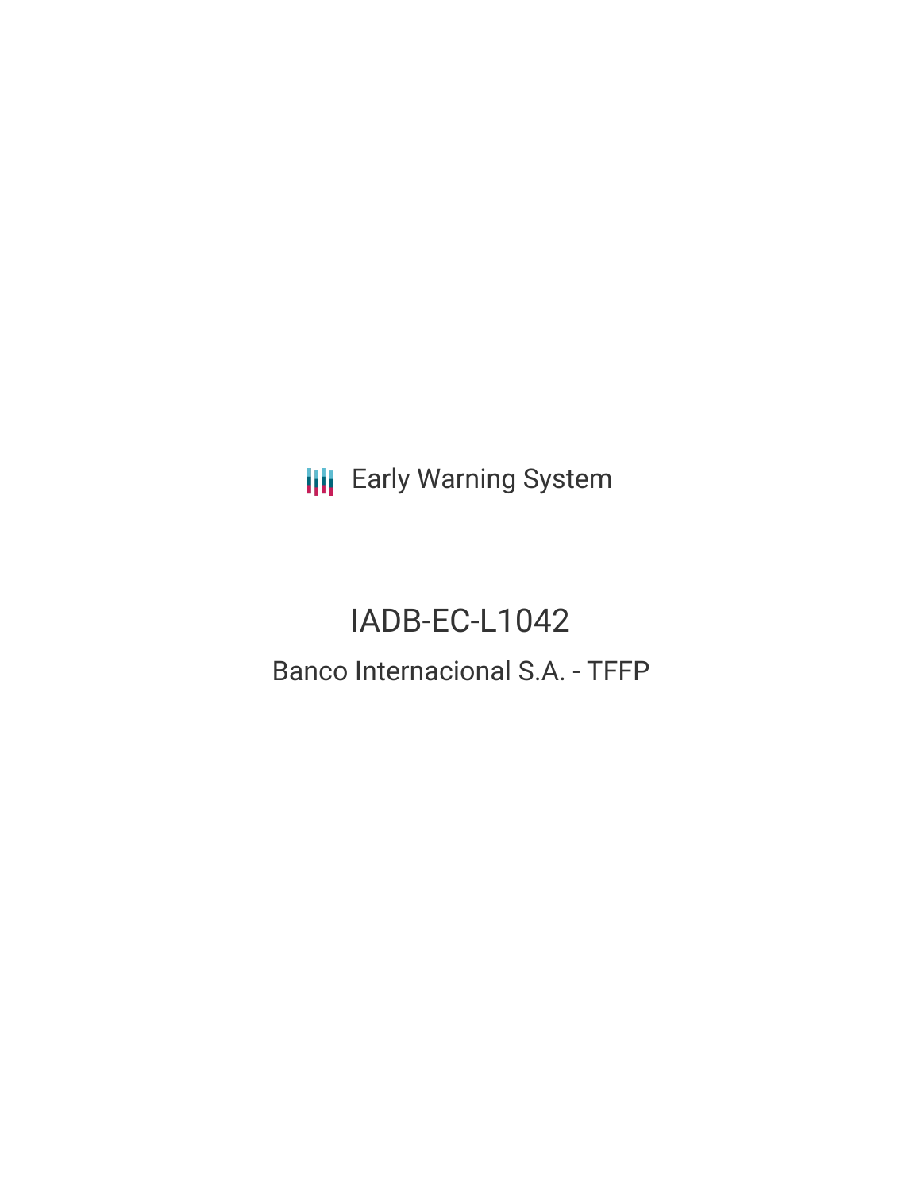Early Warning System

# IADB-EC-L1042

## Banco Internacional S.A. - TFFP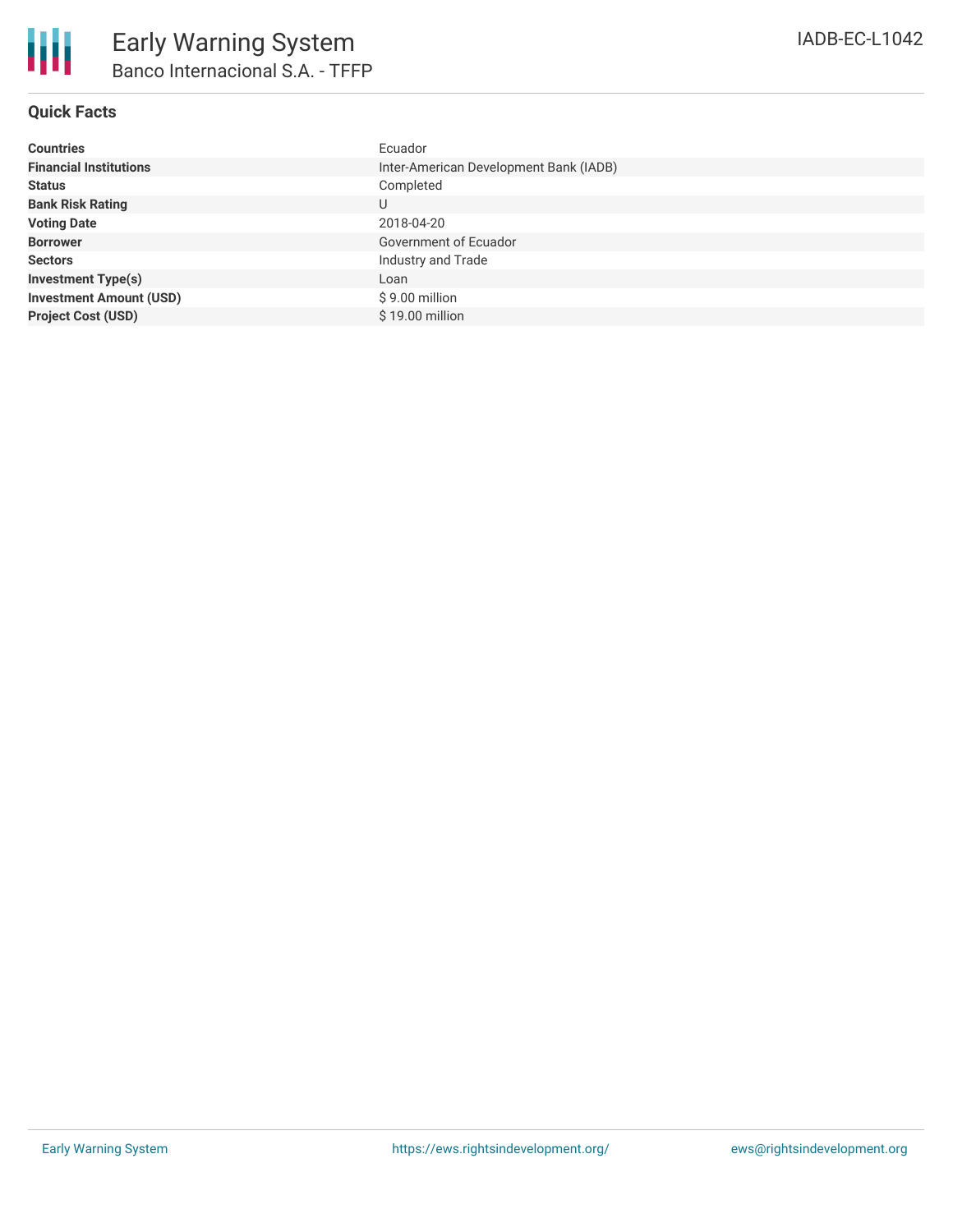# Early Warning System

## Banco Internacional S.A. - TFFP

IADB-EC-L1042

### Quick Facts

| | |
|---|---|
| **Countries** | Ecuador |
| **Financial Institutions** | Inter-American Development Bank (IADB) |
| **Status** | Completed |
| **Bank Risk Rating** | U |
| **Voting Date** | 2018-04-20 |
| **Borrower** | Government of Ecuador |
| **Sectors** | Industry and Trade |
| **Investment Type(s)** | Loan |
| **Investment Amount (USD)** | $ 9.00 million |
| **Project Cost (USD)** | $ 19.00 million |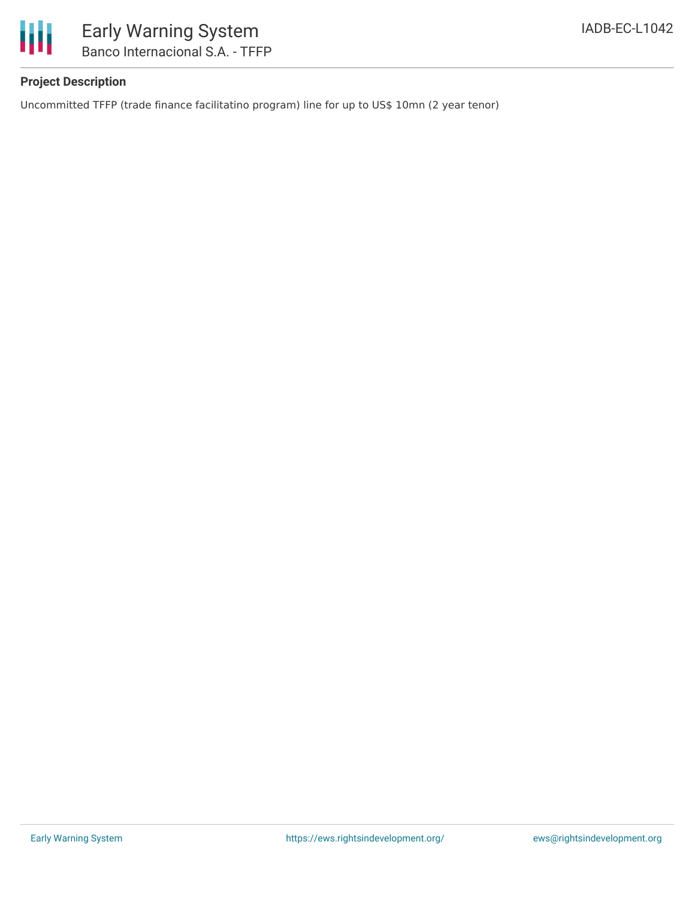### Project Description

Uncommitted TFFP (trade finance facilitatino program) line for up to US$ 10mn (2 year tenor)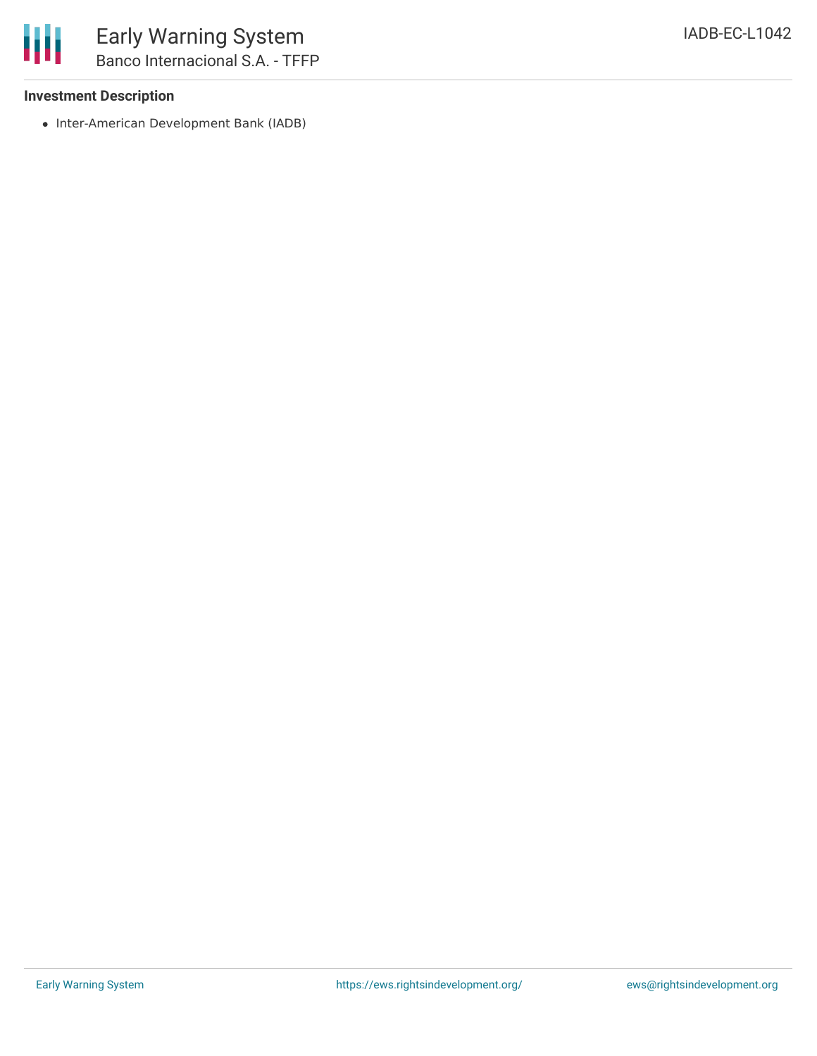### Investment Description

- Inter-American Development Bank (IADB)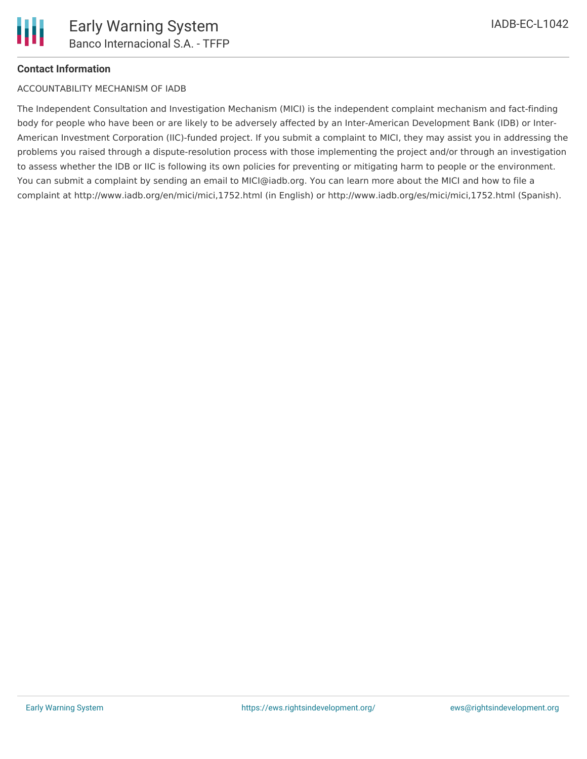**Contact Information**

ACCOUNTABILITY MECHANISM OF IADB

The Independent Consultation and Investigation Mechanism (MICI) is the independent complaint mechanism and fact-finding body for people who have been or are likely to be adversely affected by an Inter-American Development Bank (IDB) or Inter-American Investment Corporation (IIC)-funded project. If you submit a complaint to MICI, they may assist you in addressing the problems you raised through a dispute-resolution process with those implementing the project and/or through an investigation to assess whether the IDB or IIC is following its own policies for preventing or mitigating harm to people or the environment. You can submit a complaint by sending an email to MICI@iadb.org. You can learn more about the MICI and how to file a complaint at http://www.iadb.org/en/mici/mici,1752.html (in English) or http://www.iadb.org/es/mici/mici,1752.html (Spanish).